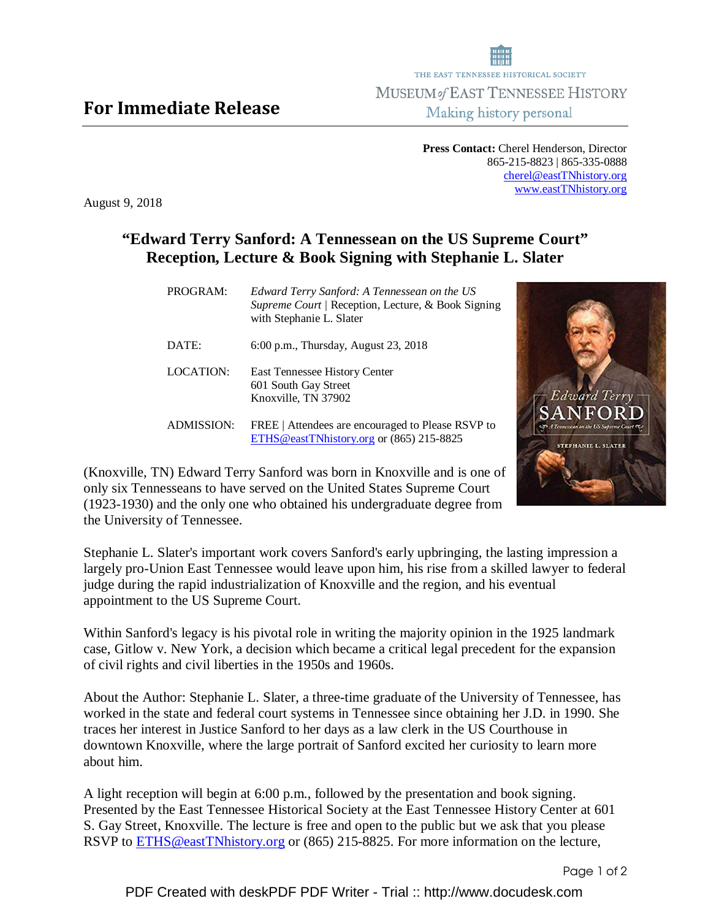THE EAST TENNESSEE HISTORICAL SOCIETY
MUSEUM *of* EAST TENNESSEE HISTORY
Making history personal

# For Immediate Release

**Press Contact:** Cherel Henderson, Director
865-215-8823 | 865-335-0888
cherel@eastTNhistory.org
www.eastTNhistory.org

August 9, 2018

## "Edward Terry Sanford: A Tennessean on the US Supreme Court" Reception, Lecture & Book Signing with Stephanie L. Slater

| | |
|---|---|
| PROGRAM: | *Edward Terry Sanford: A Tennessean on the US Supreme Court* \| Reception, Lecture, & Book Signing with Stephanie L. Slater |
| DATE: | 6:00 p.m., Thursday, August 23, 2018 |
| LOCATION: | East Tennessee History Center<br>601 South Gay Street<br>Knoxville, TN 37902 |
| ADMISSION: | FREE \| Attendees are encouraged to Please RSVP to ETHS@eastTNhistory.org or (865) 215-8825 |

(Knoxville, TN) Edward Terry Sanford was born in Knoxville and is one of only six Tennesseans to have served on the United States Supreme Court (1923-1930) and the only one who obtained his undergraduate degree from the University of Tennessee.

Stephanie L. Slater's important work covers Sanford's early upbringing, the lasting impression a largely pro-Union East Tennessee would leave upon him, his rise from a skilled lawyer to federal judge during the rapid industrialization of Knoxville and the region, and his eventual appointment to the US Supreme Court.

Within Sanford's legacy is his pivotal role in writing the majority opinion in the 1925 landmark case, Gitlow v. New York, a decision which became a critical legal precedent for the expansion of civil rights and civil liberties in the 1950s and 1960s.

About the Author: Stephanie L. Slater, a three-time graduate of the University of Tennessee, has worked in the state and federal court systems in Tennessee since obtaining her J.D. in 1990. She traces her interest in Justice Sanford to her days as a law clerk in the US Courthouse in downtown Knoxville, where the large portrait of Sanford excited her curiosity to learn more about him.

A light reception will begin at 6:00 p.m., followed by the presentation and book signing. Presented by the East Tennessee Historical Society at the East Tennessee History Center at 601 S. Gay Street, Knoxville. The lecture is free and open to the public but we ask that you please RSVP to ETHS@eastTNhistory.org or (865) 215-8825. For more information on the lecture,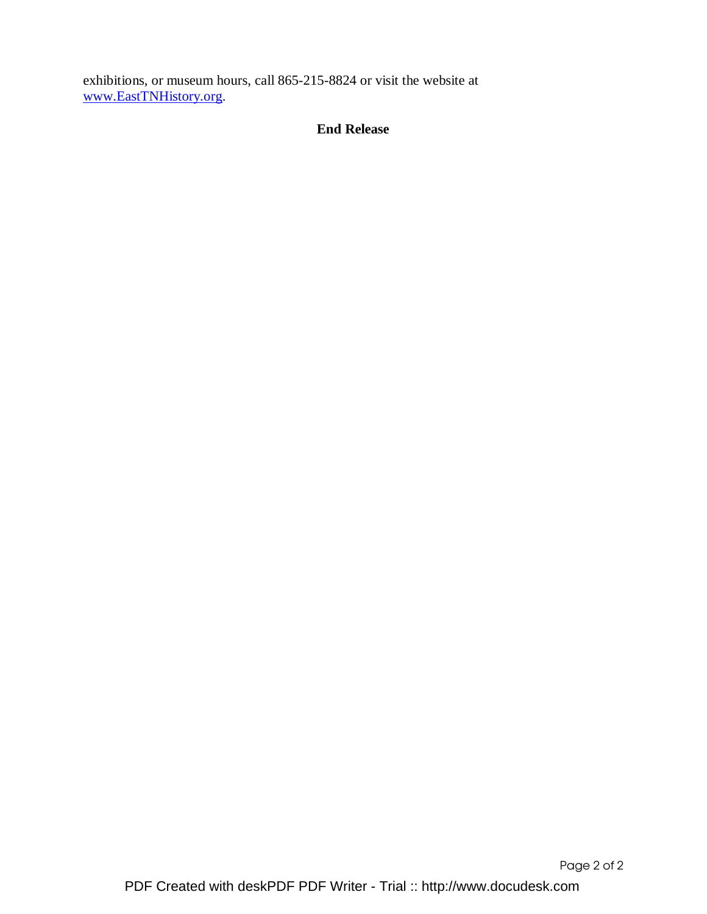exhibitions, or museum hours, call 865-215-8824 or visit the website at [www.EastTNHistory.org](http://www.EastTNHistory.org).

**End Release**